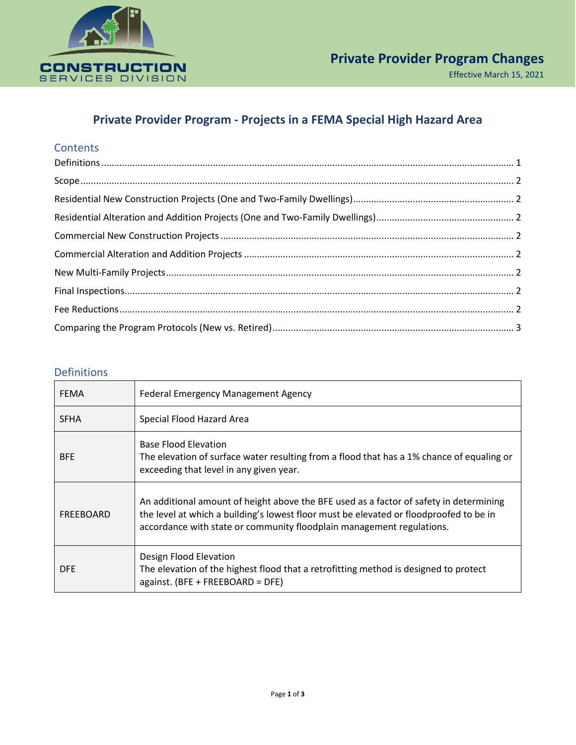CONSTRUCTION SERVICES DIVISION

# Private Provider Program Changes

Effective March 15, 2021

## Private Provider Program - Projects in a FEMA Special High Hazard Area

### Contents

- Definitions ... 1
- Scope ... 2
- Residential New Construction Projects (One and Two-Family Dwellings) ... 2
- Residential Alteration and Addition Projects (One and Two-Family Dwellings) ... 2
- Commercial New Construction Projects ... 2
- Commercial Alteration and Addition Projects ... 2
- New Multi-Family Projects ... 2
- Final Inspections ... 2
- Fee Reductions ... 2
- Comparing the Program Protocols (New vs. Retired) ... 3

### Definitions

| | |
|---|---|
| FEMA | Federal Emergency Management Agency |
| SFHA | Special Flood Hazard Area |
| BFE | Base Flood Elevation<br>The elevation of surface water resulting from a flood that has a 1% chance of equaling or exceeding that level in any given year. |
| FREEBOARD | An additional amount of height above the BFE used as a factor of safety in determining the level at which a building's lowest floor must be elevated or floodproofed to be in accordance with state or community floodplain management regulations. |
| DFE | Design Flood Elevation<br>The elevation of the highest flood that a retrofitting method is designed to protect against. (BFE + FREEBOARD = DFE) |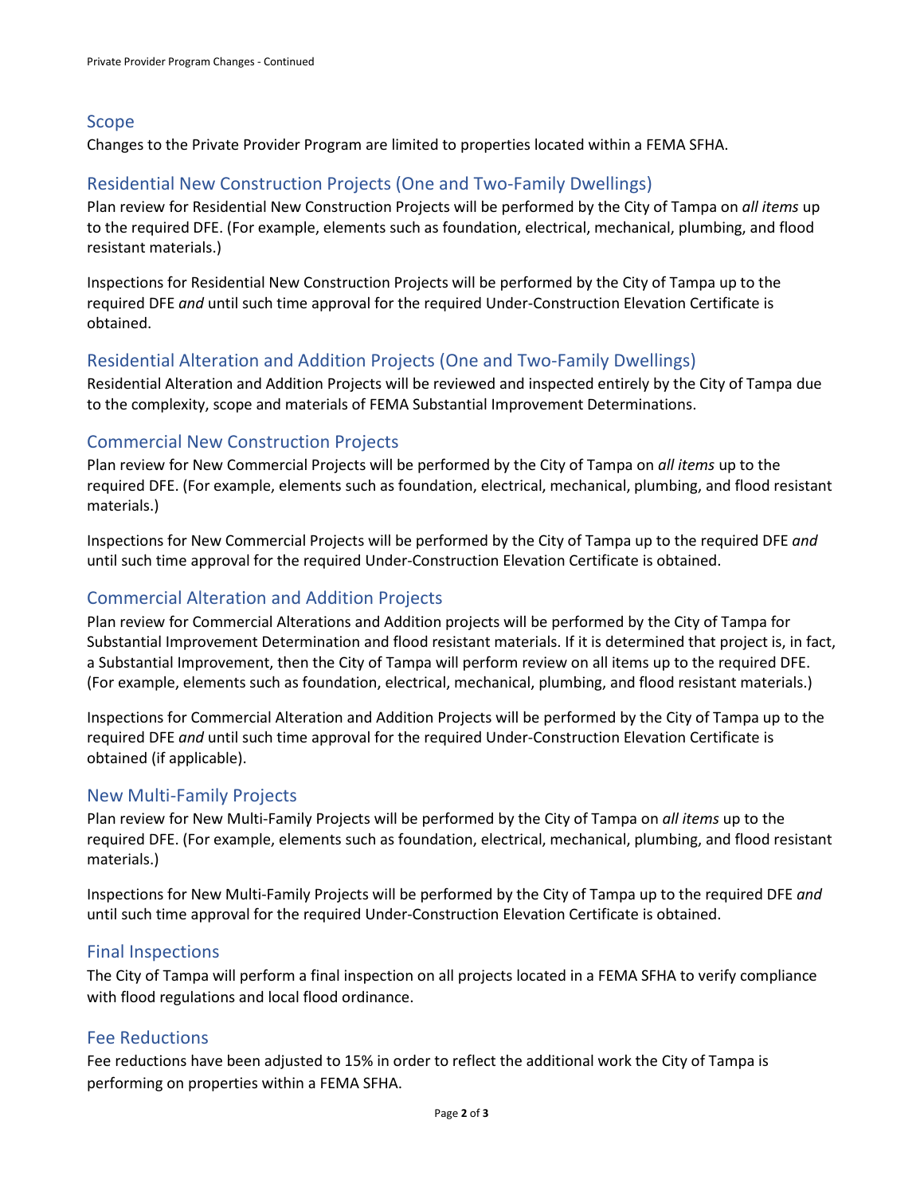## Scope

Changes to the Private Provider Program are limited to properties located within a FEMA SFHA.

## Residential New Construction Projects (One and Two-Family Dwellings)

Plan review for Residential New Construction Projects will be performed by the City of Tampa on *all items* up to the required DFE. (For example, elements such as foundation, electrical, mechanical, plumbing, and flood resistant materials.)

Inspections for Residential New Construction Projects will be performed by the City of Tampa up to the required DFE *and* until such time approval for the required Under-Construction Elevation Certificate is obtained.

## Residential Alteration and Addition Projects (One and Two-Family Dwellings)

Residential Alteration and Addition Projects will be reviewed and inspected entirely by the City of Tampa due to the complexity, scope and materials of FEMA Substantial Improvement Determinations.

## Commercial New Construction Projects

Plan review for New Commercial Projects will be performed by the City of Tampa on *all items* up to the required DFE. (For example, elements such as foundation, electrical, mechanical, plumbing, and flood resistant materials.)

Inspections for New Commercial Projects will be performed by the City of Tampa up to the required DFE *and* until such time approval for the required Under-Construction Elevation Certificate is obtained.

## Commercial Alteration and Addition Projects

Plan review for Commercial Alterations and Addition projects will be performed by the City of Tampa for Substantial Improvement Determination and flood resistant materials. If it is determined that project is, in fact, a Substantial Improvement, then the City of Tampa will perform review on all items up to the required DFE. (For example, elements such as foundation, electrical, mechanical, plumbing, and flood resistant materials.)

Inspections for Commercial Alteration and Addition Projects will be performed by the City of Tampa up to the required DFE *and* until such time approval for the required Under-Construction Elevation Certificate is obtained (if applicable).

## New Multi-Family Projects

Plan review for New Multi-Family Projects will be performed by the City of Tampa on *all items* up to the required DFE. (For example, elements such as foundation, electrical, mechanical, plumbing, and flood resistant materials.)

Inspections for New Multi-Family Projects will be performed by the City of Tampa up to the required DFE *and* until such time approval for the required Under-Construction Elevation Certificate is obtained.

## Final Inspections

The City of Tampa will perform a final inspection on all projects located in a FEMA SFHA to verify compliance with flood regulations and local flood ordinance.

## Fee Reductions

Fee reductions have been adjusted to 15% in order to reflect the additional work the City of Tampa is performing on properties within a FEMA SFHA.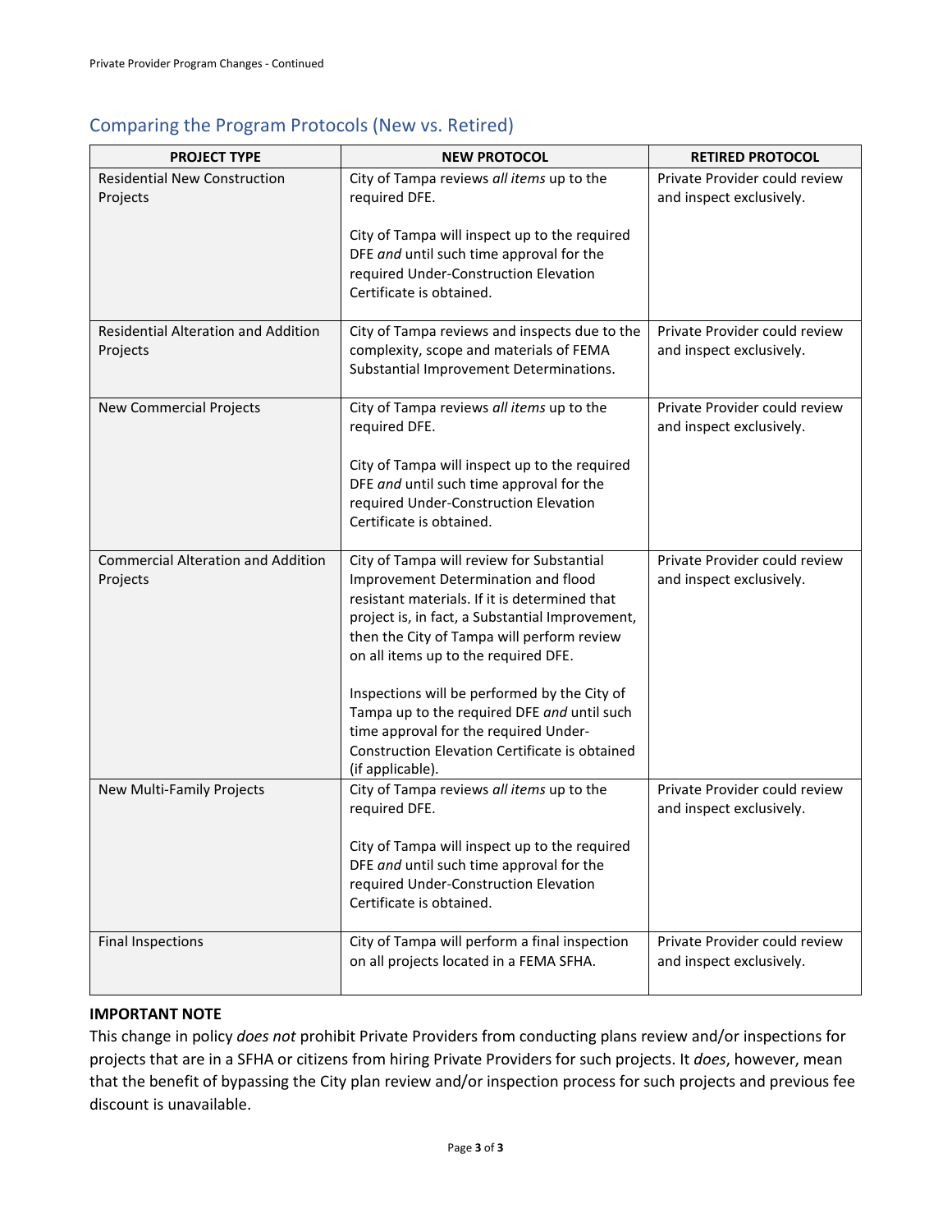## Comparing the Program Protocols (New vs. Retired)

| PROJECT TYPE | NEW PROTOCOL | RETIRED PROTOCOL |
|---|---|---|
| Residential New Construction Projects | City of Tampa reviews *all items* up to the required DFE.<br><br>City of Tampa will inspect up to the required DFE *and* until such time approval for the required Under-Construction Elevation Certificate is obtained. | Private Provider could review and inspect exclusively. |
| Residential Alteration and Addition Projects | City of Tampa reviews and inspects due to the complexity, scope and materials of FEMA Substantial Improvement Determinations. | Private Provider could review and inspect exclusively. |
| New Commercial Projects | City of Tampa reviews *all items* up to the required DFE.<br><br>City of Tampa will inspect up to the required DFE *and* until such time approval for the required Under-Construction Elevation Certificate is obtained. | Private Provider could review and inspect exclusively. |
| Commercial Alteration and Addition Projects | City of Tampa will review for Substantial Improvement Determination and flood resistant materials. If it is determined that project is, in fact, a Substantial Improvement, then the City of Tampa will perform review on all items up to the required DFE.<br><br>Inspections will be performed by the City of Tampa up to the required DFE *and* until such time approval for the required Under-Construction Elevation Certificate is obtained (if applicable). | Private Provider could review and inspect exclusively. |
| New Multi-Family Projects | City of Tampa reviews *all items* up to the required DFE.<br><br>City of Tampa will inspect up to the required DFE *and* until such time approval for the required Under-Construction Elevation Certificate is obtained. | Private Provider could review and inspect exclusively. |
| Final Inspections | City of Tampa will perform a final inspection on all projects located in a FEMA SFHA. | Private Provider could review and inspect exclusively. |

**IMPORTANT NOTE**

This change in policy *does not* prohibit Private Providers from conducting plans review and/or inspections for projects that are in a SFHA or citizens from hiring Private Providers for such projects. It *does*, however, mean that the benefit of bypassing the City plan review and/or inspection process for such projects and previous fee discount is unavailable.